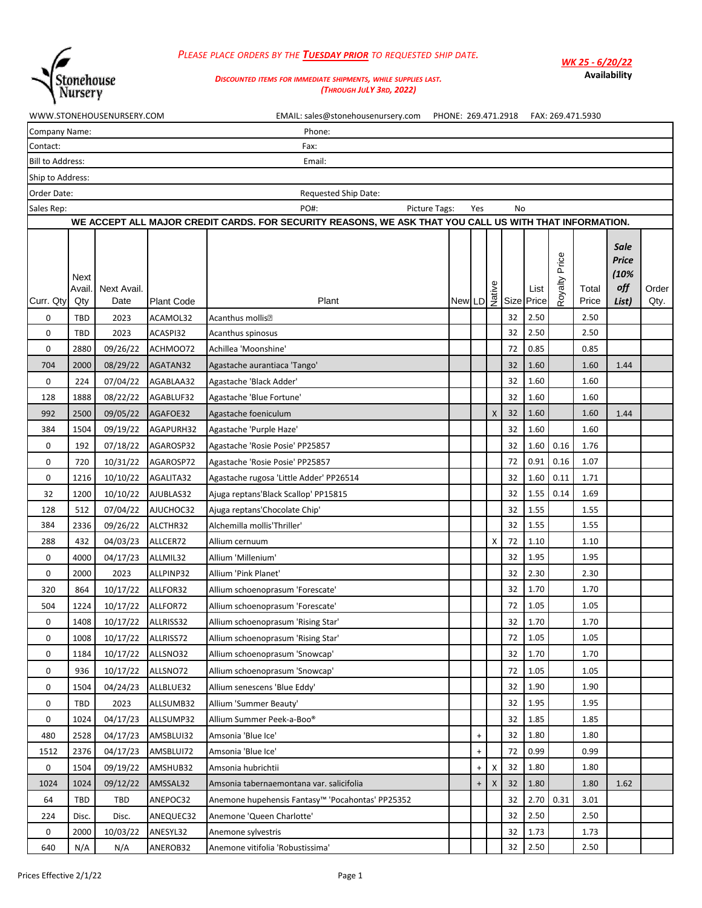Stonehouse Nursery

*PLEASE PLACE ORDERS BY THE* ***TUESDAY PRIOR*** *TO REQUESTED SHIP DATE.*

***DISCOUNTED ITEMS FOR IMMEDIATE SHIPMENTS, WHILE SUPPLIES LAST.***
***(THROUGH JULY 3RD, 2022)***

***WK 25 - 6/20/22***
**Availability**

WWW.STONEHOUSENURSERY.COM EMAIL: sales@stonehousenursery.com PHONE: 269.471.2918 FAX: 269.471.5930

| | |
|---|---|
| Company Name: | Phone: |
| Contact: | Fax: |
| Bill to Address: | Email: |
| Ship to Address: | |
| Order Date: | Requested Ship Date: |
| Sales Rep: | PO#: Picture Tags: Yes No |

**WE ACCEPT ALL MAJOR CREDIT CARDS. FOR SECURITY REASONS, WE ASK THAT YOU CALL US WITH THAT INFORMATION.**

| Curr. Qty | Next Avail. Qty | Next Avail. Date | Plant Code | Plant | New | LD | Native | Size | List Price | Royalty Price | Total Price | ***Sale Price (10% off List)*** | Order Qty. |
|---|---|---|---|---|---|---|---|---|---|---|---|---|---|
| 0 | TBD | 2023 | ACAMOL32 | Acanthus mollis | | | | 32 | 2.50 | | 2.50 | | |
| 0 | TBD | 2023 | ACASPI32 | Acanthus spinosus | | | | 32 | 2.50 | | 2.50 | | |
| 0 | 2880 | 09/26/22 | ACHMOO72 | Achillea 'Moonshine' | | | | 72 | 0.85 | | 0.85 | | |
| 704 | 2000 | 08/29/22 | AGATAN32 | Agastache aurantiaca 'Tango' | | | | 32 | 1.60 | | 1.60 | 1.44 | |
| 0 | 224 | 07/04/22 | AGABLAA32 | Agastache 'Black Adder' | | | | 32 | 1.60 | | 1.60 | | |
| 128 | 1888 | 08/22/22 | AGABLUF32 | Agastache 'Blue Fortune' | | | | 32 | 1.60 | | 1.60 | | |
| 992 | 2500 | 09/05/22 | AGAFOE32 | Agastache foeniculum | | | X | 32 | 1.60 | | 1.60 | 1.44 | |
| 384 | 1504 | 09/19/22 | AGAPURH32 | Agastache 'Purple Haze' | | | | 32 | 1.60 | | 1.60 | | |
| 0 | 192 | 07/18/22 | AGAROSP32 | Agastache 'Rosie Posie' PP25857 | | | | 32 | 1.60 | 0.16 | 1.76 | | |
| 0 | 720 | 10/31/22 | AGAROSP72 | Agastache 'Rosie Posie' PP25857 | | | | 72 | 0.91 | 0.16 | 1.07 | | |
| 0 | 1216 | 10/10/22 | AGALITA32 | Agastache rugosa 'Little Adder' PP26514 | | | | 32 | 1.60 | 0.11 | 1.71 | | |
| 32 | 1200 | 10/10/22 | AJUBLAS32 | Ajuga reptans'Black Scallop' PP15815 | | | | 32 | 1.55 | 0.14 | 1.69 | | |
| 128 | 512 | 07/04/22 | AJUCHOC32 | Ajuga reptans'Chocolate Chip' | | | | 32 | 1.55 | | 1.55 | | |
| 384 | 2336 | 09/26/22 | ALCTHR32 | Alchemilla mollis'Thriller' | | | | 32 | 1.55 | | 1.55 | | |
| 288 | 432 | 04/03/23 | ALLCER72 | Allium cernuum | | | X | 72 | 1.10 | | 1.10 | | |
| 0 | 4000 | 04/17/23 | ALLMIL32 | Allium 'Millenium' | | | | 32 | 1.95 | | 1.95 | | |
| 0 | 2000 | 2023 | ALLPINP32 | Allium 'Pink Planet' | | | | 32 | 2.30 | | 2.30 | | |
| 320 | 864 | 10/17/22 | ALLFOR32 | Allium schoenoprasum 'Forescate' | | | | 32 | 1.70 | | 1.70 | | |
| 504 | 1224 | 10/17/22 | ALLFOR72 | Allium schoenoprasum 'Forescate' | | | | 72 | 1.05 | | 1.05 | | |
| 0 | 1408 | 10/17/22 | ALLRISS32 | Allium schoenoprasum 'Rising Star' | | | | 32 | 1.70 | | 1.70 | | |
| 0 | 1008 | 10/17/22 | ALLRISS72 | Allium schoenoprasum 'Rising Star' | | | | 72 | 1.05 | | 1.05 | | |
| 0 | 1184 | 10/17/22 | ALLSNO32 | Allium schoenoprasum 'Snowcap' | | | | 32 | 1.70 | | 1.70 | | |
| 0 | 936 | 10/17/22 | ALLSNO72 | Allium schoenoprasum 'Snowcap' | | | | 72 | 1.05 | | 1.05 | | |
| 0 | 1504 | 04/24/23 | ALLBLUE32 | Allium senescens 'Blue Eddy' | | | | 32 | 1.90 | | 1.90 | | |
| 0 | TBD | 2023 | ALLSUMB32 | Allium 'Summer Beauty' | | | | 32 | 1.95 | | 1.95 | | |
| 0 | 1024 | 04/17/23 | ALLSUMP32 | Allium Summer Peek-a-Boo® | | | | 32 | 1.85 | | 1.85 | | |
| 480 | 2528 | 04/17/23 | AMSBLUI32 | Amsonia 'Blue Ice' | | + | | 32 | 1.80 | | 1.80 | | |
| 1512 | 2376 | 04/17/23 | AMSBLUI72 | Amsonia 'Blue Ice' | | + | | 72 | 0.99 | | 0.99 | | |
| 0 | 1504 | 09/19/22 | AMSHUB32 | Amsonia hubrichtii | | + | X | 32 | 1.80 | | 1.80 | | |
| 1024 | 1024 | 09/12/22 | AMSSAL32 | Amsonia tabernaemontana var. salicifolia | | + | X | 32 | 1.80 | | 1.80 | 1.62 | |
| 64 | TBD | TBD | ANEPOC32 | Anemone hupehensis Fantasy™ 'Pocahontas' PP25352 | | | | 32 | 2.70 | 0.31 | 3.01 | | |
| 224 | Disc. | Disc. | ANEQUEC32 | Anemone 'Queen Charlotte' | | | | 32 | 2.50 | | 2.50 | | |
| 0 | 2000 | 10/03/22 | ANESYL32 | Anemone sylvestris | | | | 32 | 1.73 | | 1.73 | | |
| 640 | N/A | N/A | ANEROB32 | Anemone vitifolia 'Robustissima' | | | | 32 | 2.50 | | 2.50 | | |

Prices Effective 2/1/22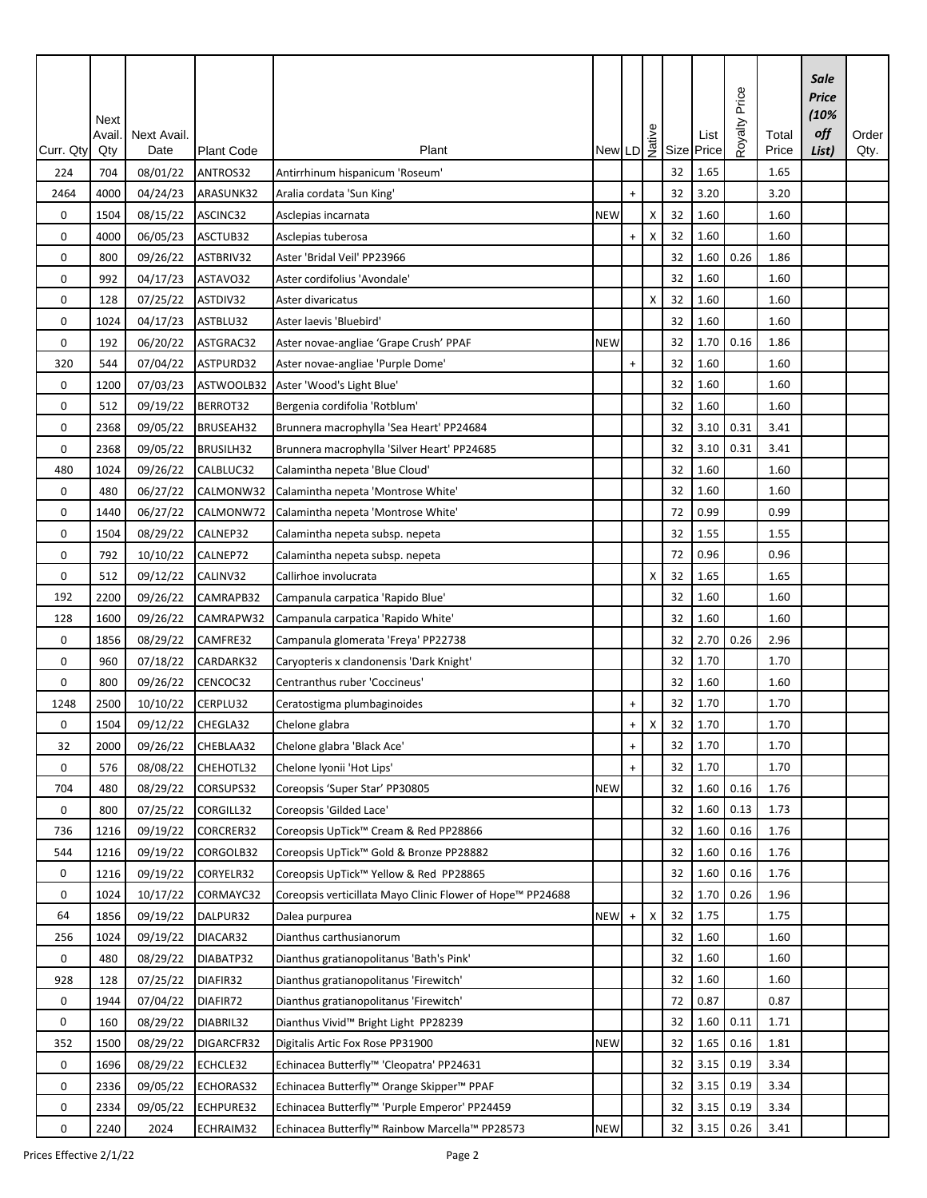| Curr. Qty | Next Avail. Qty | Next Avail. Date | Plant Code | Plant | New | LD | Native | Size | List Price | Royalty Price | Total Price | *Sale Price (10% off List)* | Order Qty. |
|---|---|---|---|---|---|---|---|---|---|---|---|---|---|
| 224 | 704 | 08/01/22 | ANTROS32 | Antirrhinum hispanicum 'Roseum' | | | | 32 | 1.65 | | 1.65 | | |
| 2464 | 4000 | 04/24/23 | ARASUNK32 | Aralia cordata 'Sun King' | | + | | 32 | 3.20 | | 3.20 | | |
| 0 | 1504 | 08/15/22 | ASCINC32 | Asclepias incarnata | NEW | | X | 32 | 1.60 | | 1.60 | | |
| 0 | 4000 | 06/05/23 | ASCTUB32 | Asclepias tuberosa | | + | X | 32 | 1.60 | | 1.60 | | |
| 0 | 800 | 09/26/22 | ASTBRIV32 | Aster 'Bridal Veil' PP23966 | | | | 32 | 1.60 | 0.26 | 1.86 | | |
| 0 | 992 | 04/17/23 | ASTAVO32 | Aster cordifolius 'Avondale' | | | | 32 | 1.60 | | 1.60 | | |
| 0 | 128 | 07/25/22 | ASTDIV32 | Aster divaricatus | | | X | 32 | 1.60 | | 1.60 | | |
| 0 | 1024 | 04/17/23 | ASTBLU32 | Aster laevis 'Bluebird' | | | | 32 | 1.60 | | 1.60 | | |
| 0 | 192 | 06/20/22 | ASTGRAC32 | Aster novae-angliae 'Grape Crush' PPAF | NEW | | | 32 | 1.70 | 0.16 | 1.86 | | |
| 320 | 544 | 07/04/22 | ASTPURD32 | Aster novae-angliae 'Purple Dome' | | + | | 32 | 1.60 | | 1.60 | | |
| 0 | 1200 | 07/03/23 | ASTWOOLB32 | Aster 'Wood's Light Blue' | | | | 32 | 1.60 | | 1.60 | | |
| 0 | 512 | 09/19/22 | BERROT32 | Bergenia cordifolia 'Rotblum' | | | | 32 | 1.60 | | 1.60 | | |
| 0 | 2368 | 09/05/22 | BRUSEAH32 | Brunnera macrophylla 'Sea Heart' PP24684 | | | | 32 | 3.10 | 0.31 | 3.41 | | |
| 0 | 2368 | 09/05/22 | BRUSILH32 | Brunnera macrophylla 'Silver Heart' PP24685 | | | | 32 | 3.10 | 0.31 | 3.41 | | |
| 480 | 1024 | 09/26/22 | CALBLUC32 | Calamintha nepeta 'Blue Cloud' | | | | 32 | 1.60 | | 1.60 | | |
| 0 | 480 | 06/27/22 | CALMONW32 | Calamintha nepeta 'Montrose White' | | | | 32 | 1.60 | | 1.60 | | |
| 0 | 1440 | 06/27/22 | CALMONW72 | Calamintha nepeta 'Montrose White' | | | | 72 | 0.99 | | 0.99 | | |
| 0 | 1504 | 08/29/22 | CALNEP32 | Calamintha nepeta subsp. nepeta | | | | 32 | 1.55 | | 1.55 | | |
| 0 | 792 | 10/10/22 | CALNEP72 | Calamintha nepeta subsp. nepeta | | | | 72 | 0.96 | | 0.96 | | |
| 0 | 512 | 09/12/22 | CALINV32 | Callirhoe involucrata | | | X | 32 | 1.65 | | 1.65 | | |
| 192 | 2200 | 09/26/22 | CAMRAPB32 | Campanula carpatica 'Rapido Blue' | | | | 32 | 1.60 | | 1.60 | | |
| 128 | 1600 | 09/26/22 | CAMRAPW32 | Campanula carpatica 'Rapido White' | | | | 32 | 1.60 | | 1.60 | | |
| 0 | 1856 | 08/29/22 | CAMFRE32 | Campanula glomerata 'Freya' PP22738 | | | | 32 | 2.70 | 0.26 | 2.96 | | |
| 0 | 960 | 07/18/22 | CARDARK32 | Caryopteris x clandonensis 'Dark Knight' | | | | 32 | 1.70 | | 1.70 | | |
| 0 | 800 | 09/26/22 | CENCOC32 | Centranthus ruber 'Coccineus' | | | | 32 | 1.60 | | 1.60 | | |
| 1248 | 2500 | 10/10/22 | CERPLU32 | Ceratostigma plumbaginoides | | + | | 32 | 1.70 | | 1.70 | | |
| 0 | 1504 | 09/12/22 | CHEGLA32 | Chelone glabra | | + | X | 32 | 1.70 | | 1.70 | | |
| 32 | 2000 | 09/26/22 | CHEBLAA32 | Chelone glabra 'Black Ace' | | + | | 32 | 1.70 | | 1.70 | | |
| 0 | 576 | 08/08/22 | CHEHOTL32 | Chelone lyonii 'Hot Lips' | | + | | 32 | 1.70 | | 1.70 | | |
| 704 | 480 | 08/29/22 | CORSUPS32 | Coreopsis 'Super Star' PP30805 | NEW | | | 32 | 1.60 | 0.16 | 1.76 | | |
| 0 | 800 | 07/25/22 | CORGILL32 | Coreopsis 'Gilded Lace' | | | | 32 | 1.60 | 0.13 | 1.73 | | |
| 736 | 1216 | 09/19/22 | CORCRER32 | Coreopsis UpTick™ Cream & Red PP28866 | | | | 32 | 1.60 | 0.16 | 1.76 | | |
| 544 | 1216 | 09/19/22 | CORGOLB32 | Coreopsis UpTick™ Gold & Bronze PP28882 | | | | 32 | 1.60 | 0.16 | 1.76 | | |
| 0 | 1216 | 09/19/22 | CORYELR32 | Coreopsis UpTick™ Yellow & Red PP28865 | | | | 32 | 1.60 | 0.16 | 1.76 | | |
| 0 | 1024 | 10/17/22 | CORMAYC32 | Coreopsis verticillata Mayo Clinic Flower of Hope™ PP24688 | | | | 32 | 1.70 | 0.26 | 1.96 | | |
| 64 | 1856 | 09/19/22 | DALPUR32 | Dalea purpurea | NEW | + | X | 32 | 1.75 | | 1.75 | | |
| 256 | 1024 | 09/19/22 | DIACAR32 | Dianthus carthusianorum | | | | 32 | 1.60 | | 1.60 | | |
| 0 | 480 | 08/29/22 | DIABATP32 | Dianthus gratianopolitanus 'Bath's Pink' | | | | 32 | 1.60 | | 1.60 | | |
| 928 | 128 | 07/25/22 | DIAFIR32 | Dianthus gratianopolitanus 'Firewitch' | | | | 32 | 1.60 | | 1.60 | | |
| 0 | 1944 | 07/04/22 | DIAFIR72 | Dianthus gratianopolitanus 'Firewitch' | | | | 72 | 0.87 | | 0.87 | | |
| 0 | 160 | 08/29/22 | DIABRIL32 | Dianthus Vivid™ Bright Light PP28239 | | | | 32 | 1.60 | 0.11 | 1.71 | | |
| 352 | 1500 | 08/29/22 | DIGARCFR32 | Digitalis Artic Fox Rose PP31900 | NEW | | | 32 | 1.65 | 0.16 | 1.81 | | |
| 0 | 1696 | 08/29/22 | ECHCLE32 | Echinacea Butterfly™ 'Cleopatra' PP24631 | | | | 32 | 3.15 | 0.19 | 3.34 | | |
| 0 | 2336 | 09/05/22 | ECHORAS32 | Echinacea Butterfly™ Orange Skipper™ PPAF | | | | 32 | 3.15 | 0.19 | 3.34 | | |
| 0 | 2334 | 09/05/22 | ECHPURE32 | Echinacea Butterfly™ 'Purple Emperor' PP24459 | | | | 32 | 3.15 | 0.19 | 3.34 | | |
| 0 | 2240 | 2024 | ECHRAIM32 | Echinacea Butterfly™ Rainbow Marcella™ PP28573 | NEW | | | 32 | 3.15 | 0.26 | 3.41 | | |

Prices Effective 2/1/22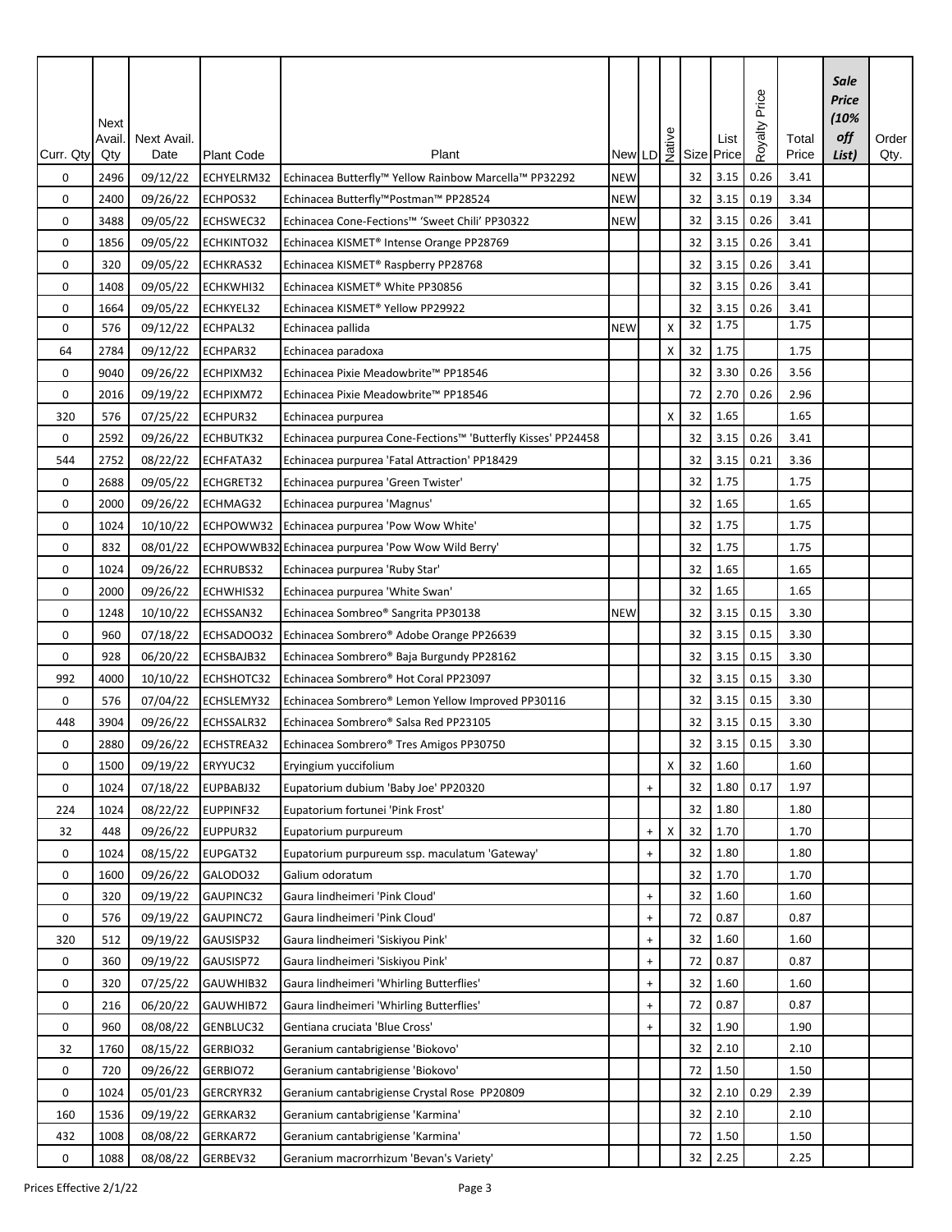| Curr. Qty | Next Avail. Qty | Next Avail. Date | Plant Code | Plant | New | LD | Native | Size | List Price | Royalty Price | Total Price | *Sale Price (10% off List)* | Order Qty. |
|---|---|---|---|---|---|---|---|---|---|---|---|---|---|
| 0 | 2496 | 09/12/22 | ECHYELRM32 | Echinacea Butterfly™ Yellow Rainbow Marcella™ PP32292 | NEW | | | 32 | 3.15 | 0.26 | 3.41 | | |
| 0 | 2400 | 09/26/22 | ECHPOS32 | Echinacea Butterfly™Postman™ PP28524 | NEW | | | 32 | 3.15 | 0.19 | 3.34 | | |
| 0 | 3488 | 09/05/22 | ECHSWEC32 | Echinacea Cone-Fections™ 'Sweet Chili' PP30322 | NEW | | | 32 | 3.15 | 0.26 | 3.41 | | |
| 0 | 1856 | 09/05/22 | ECHKINTO32 | Echinacea KISMET® Intense Orange PP28769 | | | | 32 | 3.15 | 0.26 | 3.41 | | |
| 0 | 320 | 09/05/22 | ECHKRAS32 | Echinacea KISMET® Raspberry PP28768 | | | | 32 | 3.15 | 0.26 | 3.41 | | |
| 0 | 1408 | 09/05/22 | ECHKWHI32 | Echinacea KISMET® White PP30856 | | | | 32 | 3.15 | 0.26 | 3.41 | | |
| 0 | 1664 | 09/05/22 | ECHKYEL32 | Echinacea KISMET® Yellow PP29922 | | | | 32 | 3.15 | 0.26 | 3.41 | | |
| 0 | 576 | 09/12/22 | ECHPAL32 | Echinacea pallida | NEW | | X | 32 | 1.75 | | 1.75 | | |
| 64 | 2784 | 09/12/22 | ECHPAR32 | Echinacea paradoxa | | | X | 32 | 1.75 | | 1.75 | | |
| 0 | 9040 | 09/26/22 | ECHPIXM32 | Echinacea Pixie Meadowbrite™ PP18546 | | | | 32 | 3.30 | 0.26 | 3.56 | | |
| 0 | 2016 | 09/19/22 | ECHPIXM72 | Echinacea Pixie Meadowbrite™ PP18546 | | | | 72 | 2.70 | 0.26 | 2.96 | | |
| 320 | 576 | 07/25/22 | ECHPUR32 | Echinacea purpurea | | | X | 32 | 1.65 | | 1.65 | | |
| 0 | 2592 | 09/26/22 | ECHBUTK32 | Echinacea purpurea Cone-Fections™ 'Butterfly Kisses' PP24458 | | | | 32 | 3.15 | 0.26 | 3.41 | | |
| 544 | 2752 | 08/22/22 | ECHFATA32 | Echinacea purpurea 'Fatal Attraction' PP18429 | | | | 32 | 3.15 | 0.21 | 3.36 | | |
| 0 | 2688 | 09/05/22 | ECHGRET32 | Echinacea purpurea 'Green Twister' | | | | 32 | 1.75 | | 1.75 | | |
| 0 | 2000 | 09/26/22 | ECHMAG32 | Echinacea purpurea 'Magnus' | | | | 32 | 1.65 | | 1.65 | | |
| 0 | 1024 | 10/10/22 | ECHPOWW32 | Echinacea purpurea 'Pow Wow White' | | | | 32 | 1.75 | | 1.75 | | |
| 0 | 832 | 08/01/22 | ECHPOWWB32 | Echinacea purpurea 'Pow Wow Wild Berry' | | | | 32 | 1.75 | | 1.75 | | |
| 0 | 1024 | 09/26/22 | ECHRUBS32 | Echinacea purpurea 'Ruby Star' | | | | 32 | 1.65 | | 1.65 | | |
| 0 | 2000 | 09/26/22 | ECHWHIS32 | Echinacea purpurea 'White Swan' | | | | 32 | 1.65 | | 1.65 | | |
| 0 | 1248 | 10/10/22 | ECHSSAN32 | Echinacea Sombrero® Sangrita PP30138 | NEW | | | 32 | 3.15 | 0.15 | 3.30 | | |
| 0 | 960 | 07/18/22 | ECHSADOO32 | Echinacea Sombrero® Adobe Orange PP26639 | | | | 32 | 3.15 | 0.15 | 3.30 | | |
| 0 | 928 | 06/20/22 | ECHSBAJB32 | Echinacea Sombrero® Baja Burgundy PP28162 | | | | 32 | 3.15 | 0.15 | 3.30 | | |
| 992 | 4000 | 10/10/22 | ECHSHOTC32 | Echinacea Sombrero® Hot Coral PP23097 | | | | 32 | 3.15 | 0.15 | 3.30 | | |
| 0 | 576 | 07/04/22 | ECHSLEMY32 | Echinacea Sombrero® Lemon Yellow Improved PP30116 | | | | 32 | 3.15 | 0.15 | 3.30 | | |
| 448 | 3904 | 09/26/22 | ECHSSALR32 | Echinacea Sombrero® Salsa Red PP23105 | | | | 32 | 3.15 | 0.15 | 3.30 | | |
| 0 | 2880 | 09/26/22 | ECHSTREA32 | Echinacea Sombrero® Tres Amigos PP30750 | | | | 32 | 3.15 | 0.15 | 3.30 | | |
| 0 | 1500 | 09/19/22 | ERYYUC32 | Eryingium yuccifolium | | | X | 32 | 1.60 | | 1.60 | | |
| 0 | 1024 | 07/18/22 | EUPBABJ32 | Eupatorium dubium 'Baby Joe' PP20320 | | + | | 32 | 1.80 | 0.17 | 1.97 | | |
| 224 | 1024 | 08/22/22 | EUPPINF32 | Eupatorium fortunei 'Pink Frost' | | | | 32 | 1.80 | | 1.80 | | |
| 32 | 448 | 09/26/22 | EUPPUR32 | Eupatorium purpureum | | + | X | 32 | 1.70 | | 1.70 | | |
| 0 | 1024 | 08/15/22 | EUPGAT32 | Eupatorium purpureum ssp. maculatum 'Gateway' | | + | | 32 | 1.80 | | 1.80 | | |
| 0 | 1600 | 09/26/22 | GALODO32 | Galium odoratum | | | | 32 | 1.70 | | 1.70 | | |
| 0 | 320 | 09/19/22 | GAUPINC32 | Gaura lindheimeri 'Pink Cloud' | | + | | 32 | 1.60 | | 1.60 | | |
| 0 | 576 | 09/19/22 | GAUPINC72 | Gaura lindheimeri 'Pink Cloud' | | + | | 72 | 0.87 | | 0.87 | | |
| 320 | 512 | 09/19/22 | GAUSISP32 | Gaura lindheimeri 'Siskiyou Pink' | | + | | 32 | 1.60 | | 1.60 | | |
| 0 | 360 | 09/19/22 | GAUSISP72 | Gaura lindheimeri 'Siskiyou Pink' | | + | | 72 | 0.87 | | 0.87 | | |
| 0 | 320 | 07/25/22 | GAUWHIB32 | Gaura lindheimeri 'Whirling Butterflies' | | + | | 32 | 1.60 | | 1.60 | | |
| 0 | 216 | 06/20/22 | GAUWHIB72 | Gaura lindheimeri 'Whirling Butterflies' | | + | | 72 | 0.87 | | 0.87 | | |
| 0 | 960 | 08/08/22 | GENBLUC32 | Gentiana cruciata 'Blue Cross' | | + | | 32 | 1.90 | | 1.90 | | |
| 32 | 1760 | 08/15/22 | GERBIO32 | Geranium cantabrigiense 'Biokovo' | | | | 32 | 2.10 | | 2.10 | | |
| 0 | 720 | 09/26/22 | GERBIO72 | Geranium cantabrigiense 'Biokovo' | | | | 72 | 1.50 | | 1.50 | | |
| 0 | 1024 | 05/01/23 | GERCRYR32 | Geranium cantabrigiense Crystal Rose PP20809 | | | | 32 | 2.10 | 0.29 | 2.39 | | |
| 160 | 1536 | 09/19/22 | GERKAR32 | Geranium cantabrigiense 'Karmina' | | | | 32 | 2.10 | | 2.10 | | |
| 432 | 1008 | 08/08/22 | GERKAR72 | Geranium cantabrigiense 'Karmina' | | | | 72 | 1.50 | | 1.50 | | |
| 0 | 1088 | 08/08/22 | GERBEV32 | Geranium macrorrhizum 'Bevan's Variety' | | | | 32 | 2.25 | | 2.25 | | |

Prices Effective 2/1/22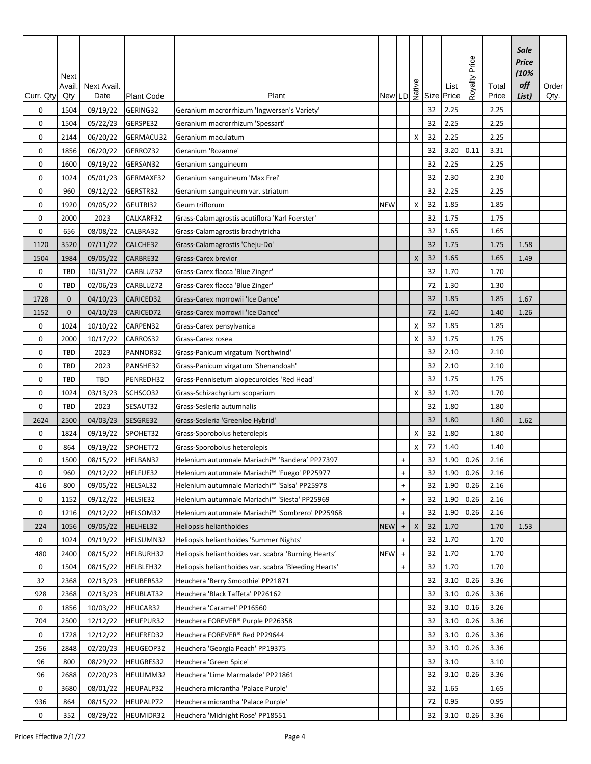| Curr. Qty | Next Avail. Qty | Next Avail. Date | Plant Code | Plant | New | LD | Native | Size | List Price | Royalty Price | Total Price | *Sale Price (10% off List)* | Order Qty. |
|---|---|---|---|---|---|---|---|---|---|---|---|---|---|
| 0 | 1504 | 09/19/22 | GERING32 | Geranium macrorrhizum 'Ingwersen's Variety' | | | | 32 | 2.25 | | 2.25 | | |
| 0 | 1504 | 05/22/23 | GERSPE32 | Geranium macrorrhizum 'Spessart' | | | | 32 | 2.25 | | 2.25 | | |
| 0 | 2144 | 06/20/22 | GERMACU32 | Geranium maculatum | | | X | 32 | 2.25 | | 2.25 | | |
| 0 | 1856 | 06/20/22 | GERROZ32 | Geranium 'Rozanne' | | | | 32 | 3.20 | 0.11 | 3.31 | | |
| 0 | 1600 | 09/19/22 | GERSAN32 | Geranium sanguineum | | | | 32 | 2.25 | | 2.25 | | |
| 0 | 1024 | 05/01/23 | GERMAXF32 | Geranium sanguineum 'Max Frei' | | | | 32 | 2.30 | | 2.30 | | |
| 0 | 960 | 09/12/22 | GERSTR32 | Geranium sanguineum var. striatum | | | | 32 | 2.25 | | 2.25 | | |
| 0 | 1920 | 09/05/22 | GEUTRI32 | Geum triflorum | NEW | | X | 32 | 1.85 | | 1.85 | | |
| 0 | 2000 | 2023 | CALKARF32 | Grass-Calamagrostis acutiflora 'Karl Foerster' | | | | 32 | 1.75 | | 1.75 | | |
| 0 | 656 | 08/08/22 | CALBRA32 | Grass-Calamagrostis brachytricha | | | | 32 | 1.65 | | 1.65 | | |
| 1120 | 3520 | 07/11/22 | CALCHE32 | Grass-Calamagrostis 'Cheju-Do' | | | | 32 | 1.75 | | 1.75 | 1.58 | |
| 1504 | 1984 | 09/05/22 | CARBRE32 | Grass-Carex brevior | | | X | 32 | 1.65 | | 1.65 | 1.49 | |
| 0 | TBD | 10/31/22 | CARBLUZ32 | Grass-Carex flacca 'Blue Zinger' | | | | 32 | 1.70 | | 1.70 | | |
| 0 | TBD | 02/06/23 | CARBLUZ72 | Grass-Carex flacca 'Blue Zinger' | | | | 72 | 1.30 | | 1.30 | | |
| 1728 | 0 | 04/10/23 | CARICED32 | Grass-Carex morrowii 'Ice Dance' | | | | 32 | 1.85 | | 1.85 | 1.67 | |
| 1152 | 0 | 04/10/23 | CARICED72 | Grass-Carex morrowii 'Ice Dance' | | | | 72 | 1.40 | | 1.40 | 1.26 | |
| 0 | 1024 | 10/10/22 | CARPEN32 | Grass-Carex pensylvanica | | | X | 32 | 1.85 | | 1.85 | | |
| 0 | 2000 | 10/17/22 | CARROS32 | Grass-Carex rosea | | | X | 32 | 1.75 | | 1.75 | | |
| 0 | TBD | 2023 | PANNOR32 | Grass-Panicum virgatum 'Northwind' | | | | 32 | 2.10 | | 2.10 | | |
| 0 | TBD | 2023 | PANSHE32 | Grass-Panicum virgatum 'Shenandoah' | | | | 32 | 2.10 | | 2.10 | | |
| 0 | TBD | TBD | PENREDH32 | Grass-Pennisetum alopecuroides 'Red Head' | | | | 32 | 1.75 | | 1.75 | | |
| 0 | 1024 | 03/13/23 | SCHSCO32 | Grass-Schizachyrium scoparium | | | X | 32 | 1.70 | | 1.70 | | |
| 0 | TBD | 2023 | SESAUT32 | Grass-Sesleria autumnalis | | | | 32 | 1.80 | | 1.80 | | |
| 2624 | 2500 | 04/03/23 | SESGRE32 | Grass-Sesleria 'Greenlee Hybrid' | | | | 32 | 1.80 | | 1.80 | 1.62 | |
| 0 | 1824 | 09/19/22 | SPOHET32 | Grass-Sporobolus heterolepis | | | X | 32 | 1.80 | | 1.80 | | |
| 0 | 864 | 09/19/22 | SPOHET72 | Grass-Sporobolus heterolepis | | | X | 72 | 1.40 | | 1.40 | | |
| 0 | 1500 | 08/15/22 | HELBAN32 | Helenium autumnale Mariachi™ 'Bandera' PP27397 | | + | | 32 | 1.90 | 0.26 | 2.16 | | |
| 0 | 960 | 09/12/22 | HELFUE32 | Helenium autumnale Mariachi™ 'Fuego' PP25977 | | + | | 32 | 1.90 | 0.26 | 2.16 | | |
| 416 | 800 | 09/05/22 | HELSAL32 | Helenium autumnale Mariachi™ 'Salsa' PP25978 | | + | | 32 | 1.90 | 0.26 | 2.16 | | |
| 0 | 1152 | 09/12/22 | HELSIE32 | Helenium autumnale Mariachi™ 'Siesta' PP25969 | | + | | 32 | 1.90 | 0.26 | 2.16 | | |
| 0 | 1216 | 09/12/22 | HELSOM32 | Helenium autumnale Mariachi™ 'Sombrero' PP25968 | | + | | 32 | 1.90 | 0.26 | 2.16 | | |
| 224 | 1056 | 09/05/22 | HELHEL32 | Heliopsis helianthoides | NEW | + | X | 32 | 1.70 | | 1.70 | 1.53 | |
| 0 | 1024 | 09/19/22 | HELSUMN32 | Heliopsis helianthoides 'Summer Nights' | | + | | 32 | 1.70 | | 1.70 | | |
| 480 | 2400 | 08/15/22 | HELBURH32 | Heliopsis helianthoides var. scabra 'Burning Hearts' | NEW | + | | 32 | 1.70 | | 1.70 | | |
| 0 | 1504 | 08/15/22 | HELBLEH32 | Heliopsis helianthoides var. scabra 'Bleeding Hearts' | | + | | 32 | 1.70 | | 1.70 | | |
| 32 | 2368 | 02/13/23 | HEUBERS32 | Heuchera 'Berry Smoothie' PP21871 | | | | 32 | 3.10 | 0.26 | 3.36 | | |
| 928 | 2368 | 02/13/23 | HEUBLAT32 | Heuchera 'Black Taffeta' PP26162 | | | | 32 | 3.10 | 0.26 | 3.36 | | |
| 0 | 1856 | 10/03/22 | HEUCAR32 | Heuchera 'Caramel' PP16560 | | | | 32 | 3.10 | 0.16 | 3.26 | | |
| 704 | 2500 | 12/12/22 | HEUFPUR32 | Heuchera FOREVER® Purple PP26358 | | | | 32 | 3.10 | 0.26 | 3.36 | | |
| 0 | 1728 | 12/12/22 | HEUFRED32 | Heuchera FOREVER® Red PP29644 | | | | 32 | 3.10 | 0.26 | 3.36 | | |
| 256 | 2848 | 02/20/23 | HEUGEOP32 | Heuchera 'Georgia Peach' PP19375 | | | | 32 | 3.10 | 0.26 | 3.36 | | |
| 96 | 800 | 08/29/22 | HEUGRES32 | Heuchera 'Green Spice' | | | | 32 | 3.10 | | 3.10 | | |
| 96 | 2688 | 02/20/23 | HEULIMM32 | Heuchera 'Lime Marmalade' PP21861 | | | | 32 | 3.10 | 0.26 | 3.36 | | |
| 0 | 3680 | 08/01/22 | HEUPALP32 | Heuchera micrantha 'Palace Purple' | | | | 32 | 1.65 | | 1.65 | | |
| 936 | 864 | 08/15/22 | HEUPALP72 | Heuchera micrantha 'Palace Purple' | | | | 72 | 0.95 | | 0.95 | | |
| 0 | 352 | 08/29/22 | HEUMIDR32 | Heuchera 'Midnight Rose' PP18551 | | | | 32 | 3.10 | 0.26 | 3.36 | | |

Prices Effective 2/1/22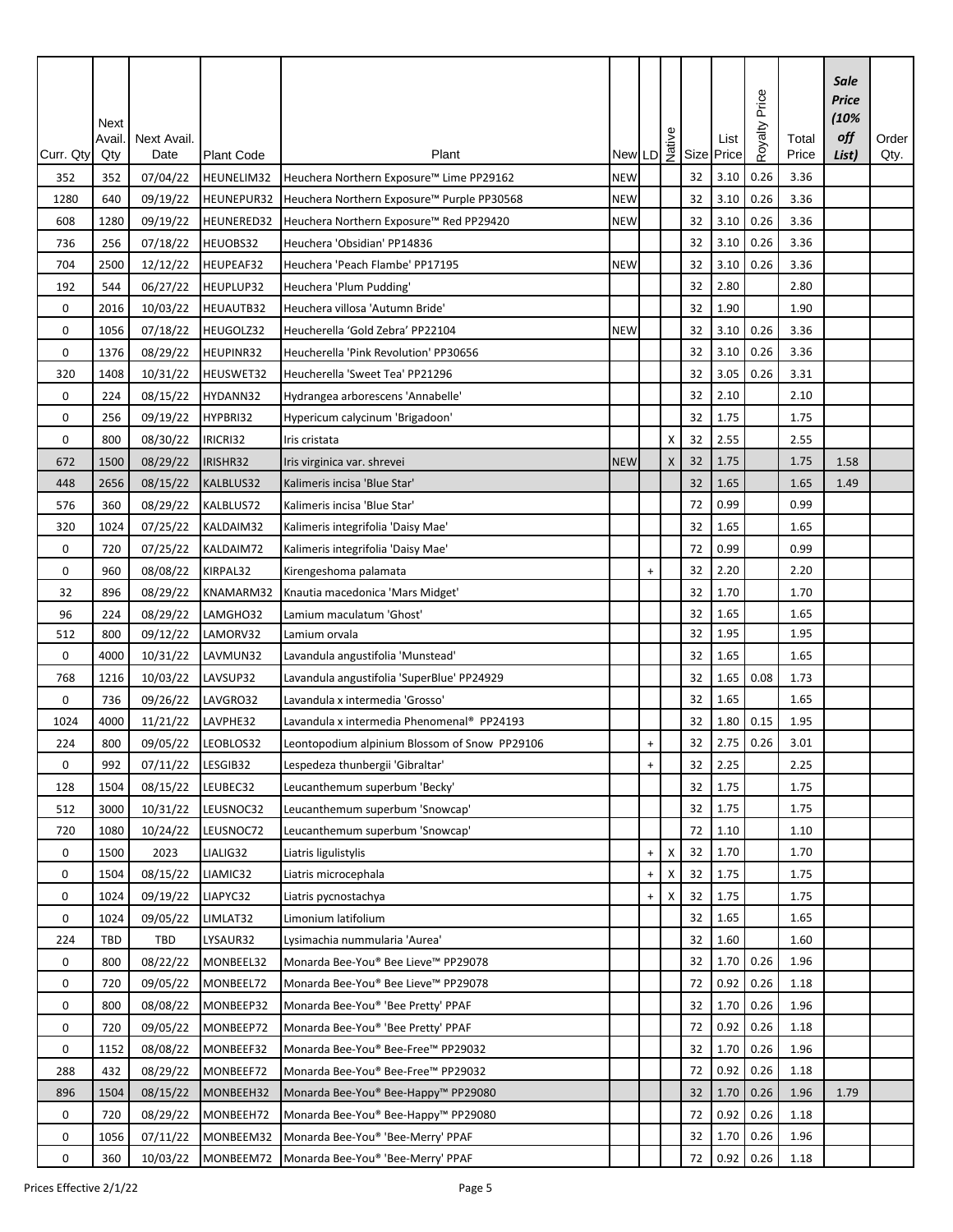| Curr. Qty | Next Avail. Qty | Next Avail. Date | Plant Code | Plant | New | LD | Native | Size | List Price | Royalty Price | Total Price | *Sale Price (10% off List)* | Order Qty. |
|---|---|---|---|---|---|---|---|---|---|---|---|---|---|
| 352 | 352 | 07/04/22 | HEUNELIM32 | Heuchera Northern Exposure™ Lime PP29162 | NEW | | | 32 | 3.10 | 0.26 | 3.36 | | |
| 1280 | 640 | 09/19/22 | HEUNEPUR32 | Heuchera Northern Exposure™ Purple PP30568 | NEW | | | 32 | 3.10 | 0.26 | 3.36 | | |
| 608 | 1280 | 09/19/22 | HEUNERED32 | Heuchera Northern Exposure™ Red PP29420 | NEW | | | 32 | 3.10 | 0.26 | 3.36 | | |
| 736 | 256 | 07/18/22 | HEUOBS32 | Heuchera 'Obsidian' PP14836 | | | | 32 | 3.10 | 0.26 | 3.36 | | |
| 704 | 2500 | 12/12/22 | HEUPEAF32 | Heuchera 'Peach Flambe' PP17195 | NEW | | | 32 | 3.10 | 0.26 | 3.36 | | |
| 192 | 544 | 06/27/22 | HEUPLUP32 | Heuchera 'Plum Pudding' | | | | 32 | 2.80 | | 2.80 | | |
| 0 | 2016 | 10/03/22 | HEUAUTB32 | Heuchera villosa 'Autumn Bride' | | | | 32 | 1.90 | | 1.90 | | |
| 0 | 1056 | 07/18/22 | HEUGOLZ32 | Heucherella 'Gold Zebra' PP22104 | NEW | | | 32 | 3.10 | 0.26 | 3.36 | | |
| 0 | 1376 | 08/29/22 | HEUPINR32 | Heucherella 'Pink Revolution' PP30656 | | | | 32 | 3.10 | 0.26 | 3.36 | | |
| 320 | 1408 | 10/31/22 | HEUSWET32 | Heucherella 'Sweet Tea' PP21296 | | | | 32 | 3.05 | 0.26 | 3.31 | | |
| 0 | 224 | 08/15/22 | HYDANN32 | Hydrangea arborescens 'Annabelle' | | | | 32 | 2.10 | | 2.10 | | |
| 0 | 256 | 09/19/22 | HYPBRI32 | Hypericum calycinum 'Brigadoon' | | | | 32 | 1.75 | | 1.75 | | |
| 0 | 800 | 08/30/22 | IRICRI32 | Iris cristata | | | X | 32 | 2.55 | | 2.55 | | |
| 672 | 1500 | 08/29/22 | IRISHR32 | Iris virginica var. shrevei | NEW | | X | 32 | 1.75 | | 1.75 | 1.58 | |
| 448 | 2656 | 08/15/22 | KALBLUS32 | Kalimeris incisa 'Blue Star' | | | | 32 | 1.65 | | 1.65 | 1.49 | |
| 576 | 360 | 08/29/22 | KALBLUS72 | Kalimeris incisa 'Blue Star' | | | | 72 | 0.99 | | 0.99 | | |
| 320 | 1024 | 07/25/22 | KALDAIM32 | Kalimeris integrifolia 'Daisy Mae' | | | | 32 | 1.65 | | 1.65 | | |
| 0 | 720 | 07/25/22 | KALDAIM72 | Kalimeris integrifolia 'Daisy Mae' | | | | 72 | 0.99 | | 0.99 | | |
| 0 | 960 | 08/08/22 | KIRPAL32 | Kirengeshoma palamata | | + | | 32 | 2.20 | | 2.20 | | |
| 32 | 896 | 08/29/22 | KNAMARM32 | Knautia macedonica 'Mars Midget' | | | | 32 | 1.70 | | 1.70 | | |
| 96 | 224 | 08/29/22 | LAMGHO32 | Lamium maculatum 'Ghost' | | | | 32 | 1.65 | | 1.65 | | |
| 512 | 800 | 09/12/22 | LAMORV32 | Lamium orvala | | | | 32 | 1.95 | | 1.95 | | |
| 0 | 4000 | 10/31/22 | LAVMUN32 | Lavandula angustifolia 'Munstead' | | | | 32 | 1.65 | | 1.65 | | |
| 768 | 1216 | 10/03/22 | LAVSUP32 | Lavandula angustifolia 'SuperBlue' PP24929 | | | | 32 | 1.65 | 0.08 | 1.73 | | |
| 0 | 736 | 09/26/22 | LAVGRO32 | Lavandula x intermedia 'Grosso' | | | | 32 | 1.65 | | 1.65 | | |
| 1024 | 4000 | 11/21/22 | LAVPHE32 | Lavandula x intermedia Phenomenal® PP24193 | | | | 32 | 1.80 | 0.15 | 1.95 | | |
| 224 | 800 | 09/05/22 | LEOBLOS32 | Leontopodium alpinium Blossom of Snow PP29106 | | + | | 32 | 2.75 | 0.26 | 3.01 | | |
| 0 | 992 | 07/11/22 | LESGIB32 | Lespedeza thunbergii 'Gibraltar' | | + | | 32 | 2.25 | | 2.25 | | |
| 128 | 1504 | 08/15/22 | LEUBEC32 | Leucanthemum superbum 'Becky' | | | | 32 | 1.75 | | 1.75 | | |
| 512 | 3000 | 10/31/22 | LEUSNOC32 | Leucanthemum superbum 'Snowcap' | | | | 32 | 1.75 | | 1.75 | | |
| 720 | 1080 | 10/24/22 | LEUSNOC72 | Leucanthemum superbum 'Snowcap' | | | | 72 | 1.10 | | 1.10 | | |
| 0 | 1500 | 2023 | LIALIG32 | Liatris ligulistylis | | + | X | 32 | 1.70 | | 1.70 | | |
| 0 | 1504 | 08/15/22 | LIAMIC32 | Liatris microcephala | | + | X | 32 | 1.75 | | 1.75 | | |
| 0 | 1024 | 09/19/22 | LIAPYC32 | Liatris pycnostachya | | + | X | 32 | 1.75 | | 1.75 | | |
| 0 | 1024 | 09/05/22 | LIMLAT32 | Limonium latifolium | | | | 32 | 1.65 | | 1.65 | | |
| 224 | TBD | TBD | LYSAUR32 | Lysimachia nummularia 'Aurea' | | | | 32 | 1.60 | | 1.60 | | |
| 0 | 800 | 08/22/22 | MONBEEL32 | Monarda Bee-You® Bee Lieve™ PP29078 | | | | 32 | 1.70 | 0.26 | 1.96 | | |
| 0 | 720 | 09/05/22 | MONBEEL72 | Monarda Bee-You® Bee Lieve™ PP29078 | | | | 72 | 0.92 | 0.26 | 1.18 | | |
| 0 | 800 | 08/08/22 | MONBEEP32 | Monarda Bee-You® 'Bee Pretty' PPAF | | | | 32 | 1.70 | 0.26 | 1.96 | | |
| 0 | 720 | 09/05/22 | MONBEEP72 | Monarda Bee-You® 'Bee Pretty' PPAF | | | | 72 | 0.92 | 0.26 | 1.18 | | |
| 0 | 1152 | 08/08/22 | MONBEEF32 | Monarda Bee-You® Bee-Free™ PP29032 | | | | 32 | 1.70 | 0.26 | 1.96 | | |
| 288 | 432 | 08/29/22 | MONBEEF72 | Monarda Bee-You® Bee-Free™ PP29032 | | | | 72 | 0.92 | 0.26 | 1.18 | | |
| 896 | 1504 | 08/15/22 | MONBEEH32 | Monarda Bee-You® Bee-Happy™ PP29080 | | | | 32 | 1.70 | 0.26 | 1.96 | 1.79 | |
| 0 | 720 | 08/29/22 | MONBEEH72 | Monarda Bee-You® Bee-Happy™ PP29080 | | | | 72 | 0.92 | 0.26 | 1.18 | | |
| 0 | 1056 | 07/11/22 | MONBEEM32 | Monarda Bee-You® 'Bee-Merry' PPAF | | | | 32 | 1.70 | 0.26 | 1.96 | | |
| 0 | 360 | 10/03/22 | MONBEEM72 | Monarda Bee-You® 'Bee-Merry' PPAF | | | | 72 | 0.92 | 0.26 | 1.18 | | |

Prices Effective 2/1/22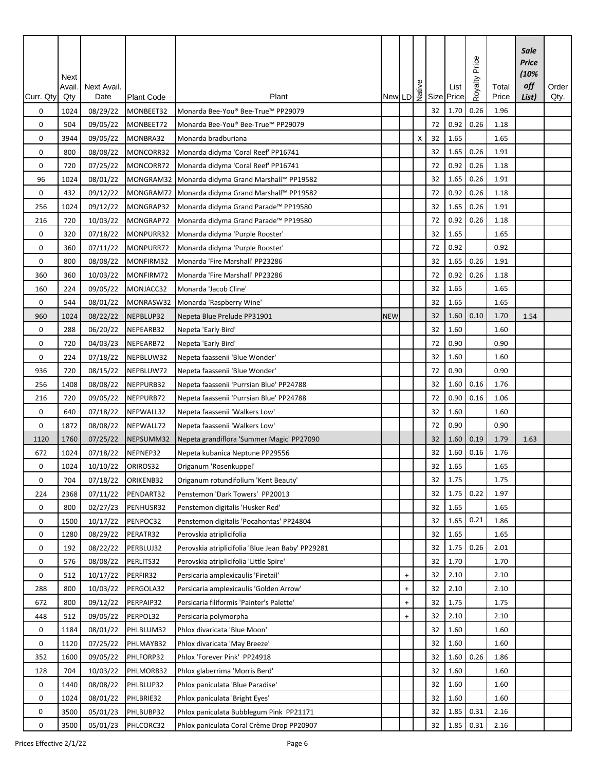| Curr. Qty | Next Avail. Qty | Next Avail. Date | Plant Code | Plant | New | LD | Native | Size | List Price | Royalty Price | Total Price | *Sale Price (10% off List)* | Order Qty. |
|---|---|---|---|---|---|---|---|---|---|---|---|---|---|
| 0 | 1024 | 08/29/22 | MONBEET32 | Monarda Bee-You® Bee-True™ PP29079 | | | | 32 | 1.70 | 0.26 | 1.96 | | |
| 0 | 504 | 09/05/22 | MONBEET72 | Monarda Bee-You® Bee-True™ PP29079 | | | | 72 | 0.92 | 0.26 | 1.18 | | |
| 0 | 3944 | 09/05/22 | MONBRA32 | Monarda bradburiana | | | X | 32 | 1.65 | | 1.65 | | |
| 0 | 800 | 08/08/22 | MONCORR32 | Monarda didyma 'Coral Reef' PP16741 | | | | 32 | 1.65 | 0.26 | 1.91 | | |
| 0 | 720 | 07/25/22 | MONCORR72 | Monarda didyma 'Coral Reef' PP16741 | | | | 72 | 0.92 | 0.26 | 1.18 | | |
| 96 | 1024 | 08/01/22 | MONGRAM32 | Monarda didyma Grand Marshall™ PP19582 | | | | 32 | 1.65 | 0.26 | 1.91 | | |
| 0 | 432 | 09/12/22 | MONGRAM72 | Monarda didyma Grand Marshall™ PP19582 | | | | 72 | 0.92 | 0.26 | 1.18 | | |
| 256 | 1024 | 09/12/22 | MONGRAP32 | Monarda didyma Grand Parade™ PP19580 | | | | 32 | 1.65 | 0.26 | 1.91 | | |
| 216 | 720 | 10/03/22 | MONGRAP72 | Monarda didyma Grand Parade™ PP19580 | | | | 72 | 0.92 | 0.26 | 1.18 | | |
| 0 | 320 | 07/18/22 | MONPURR32 | Monarda didyma 'Purple Rooster' | | | | 32 | 1.65 | | 1.65 | | |
| 0 | 360 | 07/11/22 | MONPURR72 | Monarda didyma 'Purple Rooster' | | | | 72 | 0.92 | | 0.92 | | |
| 0 | 800 | 08/08/22 | MONFIRM32 | Monarda 'Fire Marshall' PP23286 | | | | 32 | 1.65 | 0.26 | 1.91 | | |
| 360 | 360 | 10/03/22 | MONFIRM72 | Monarda 'Fire Marshall' PP23286 | | | | 72 | 0.92 | 0.26 | 1.18 | | |
| 160 | 224 | 09/05/22 | MONJACC32 | Monarda 'Jacob Cline' | | | | 32 | 1.65 | | 1.65 | | |
| 0 | 544 | 08/01/22 | MONRASW32 | Monarda 'Raspberry Wine' | | | | 32 | 1.65 | | 1.65 | | |
| 960 | 1024 | 08/22/22 | NEPBLUP32 | Nepeta Blue Prelude PP31901 | NEW | | | 32 | 1.60 | 0.10 | 1.70 | 1.54 | |
| 0 | 288 | 06/20/22 | NEPEARB32 | Nepeta 'Early Bird' | | | | 32 | 1.60 | | 1.60 | | |
| 0 | 720 | 04/03/23 | NEPEARB72 | Nepeta 'Early Bird' | | | | 72 | 0.90 | | 0.90 | | |
| 0 | 224 | 07/18/22 | NEPBLUW32 | Nepeta faassenii 'Blue Wonder' | | | | 32 | 1.60 | | 1.60 | | |
| 936 | 720 | 08/15/22 | NEPBLUW72 | Nepeta faassenii 'Blue Wonder' | | | | 72 | 0.90 | | 0.90 | | |
| 256 | 1408 | 08/08/22 | NEPPURB32 | Nepeta faassenii 'Purrsian Blue' PP24788 | | | | 32 | 1.60 | 0.16 | 1.76 | | |
| 216 | 720 | 09/05/22 | NEPPURB72 | Nepeta faassenii 'Purrsian Blue' PP24788 | | | | 72 | 0.90 | 0.16 | 1.06 | | |
| 0 | 640 | 07/18/22 | NEPWALL32 | Nepeta faassenii 'Walkers Low' | | | | 32 | 1.60 | | 1.60 | | |
| 0 | 1872 | 08/08/22 | NEPWALL72 | Nepeta faassenii 'Walkers Low' | | | | 72 | 0.90 | | 0.90 | | |
| 1120 | 1760 | 07/25/22 | NEPSUMM32 | Nepeta grandiflora 'Summer Magic' PP27090 | | | | 32 | 1.60 | 0.19 | 1.79 | 1.63 | |
| 672 | 1024 | 07/18/22 | NEPNEP32 | Nepeta kubanica Neptune PP29556 | | | | 32 | 1.60 | 0.16 | 1.76 | | |
| 0 | 1024 | 10/10/22 | ORIROS32 | Origanum 'Rosenkuppel' | | | | 32 | 1.65 | | 1.65 | | |
| 0 | 704 | 07/18/22 | ORIKENB32 | Origanum rotundifolium 'Kent Beauty' | | | | 32 | 1.75 | | 1.75 | | |
| 224 | 2368 | 07/11/22 | PENDART32 | Penstemon 'Dark Towers' PP20013 | | | | 32 | 1.75 | 0.22 | 1.97 | | |
| 0 | 800 | 02/27/23 | PENHUSR32 | Penstemon digitalis 'Husker Red' | | | | 32 | 1.65 | | 1.65 | | |
| 0 | 1500 | 10/17/22 | PENPOC32 | Penstemon digitalis 'Pocahontas' PP24804 | | | | 32 | 1.65 | 0.21 | 1.86 | | |
| 0 | 1280 | 08/29/22 | PERATR32 | Perovskia atriplicifolia | | | | 32 | 1.65 | | 1.65 | | |
| 0 | 192 | 08/22/22 | PERBLUJ32 | Perovskia atriplicifolia 'Blue Jean Baby' PP29281 | | | | 32 | 1.75 | 0.26 | 2.01 | | |
| 0 | 576 | 08/08/22 | PERLITS32 | Perovskia atriplicifolia 'Little Spire' | | | | 32 | 1.70 | | 1.70 | | |
| 0 | 512 | 10/17/22 | PERFIR32 | Persicaria amplexicaulis 'Firetail' | | + | | 32 | 2.10 | | 2.10 | | |
| 288 | 800 | 10/03/22 | PERGOLA32 | Persicaria amplexicaulis 'Golden Arrow' | | + | | 32 | 2.10 | | 2.10 | | |
| 672 | 800 | 09/12/22 | PERPAIP32 | Persicaria filiformis 'Painter's Palette' | | + | | 32 | 1.75 | | 1.75 | | |
| 448 | 512 | 09/05/22 | PERPOL32 | Persicaria polymorpha | | + | | 32 | 2.10 | | 2.10 | | |
| 0 | 1184 | 08/01/22 | PHLBLUM32 | Phlox divaricata 'Blue Moon' | | | | 32 | 1.60 | | 1.60 | | |
| 0 | 1120 | 07/25/22 | PHLMAYB32 | Phlox divaricata 'May Breeze' | | | | 32 | 1.60 | | 1.60 | | |
| 352 | 1600 | 09/05/22 | PHLFORP32 | Phlox 'Forever Pink' PP24918 | | | | 32 | 1.60 | 0.26 | 1.86 | | |
| 128 | 704 | 10/03/22 | PHLMORB32 | Phlox glaberrima 'Morris Berd' | | | | 32 | 1.60 | | 1.60 | | |
| 0 | 1440 | 08/08/22 | PHLBLUP32 | Phlox paniculata 'Blue Paradise' | | | | 32 | 1.60 | | 1.60 | | |
| 0 | 1024 | 08/01/22 | PHLBRIE32 | Phlox paniculata 'Bright Eyes' | | | | 32 | 1.60 | | 1.60 | | |
| 0 | 3500 | 05/01/23 | PHLBUBP32 | Phlox paniculata Bubblegum Pink PP21171 | | | | 32 | 1.85 | 0.31 | 2.16 | | |
| 0 | 3500 | 05/01/23 | PHLCORC32 | Phlox paniculata Coral Crème Drop PP20907 | | | | 32 | 1.85 | 0.31 | 2.16 | | |

Prices Effective 2/1/22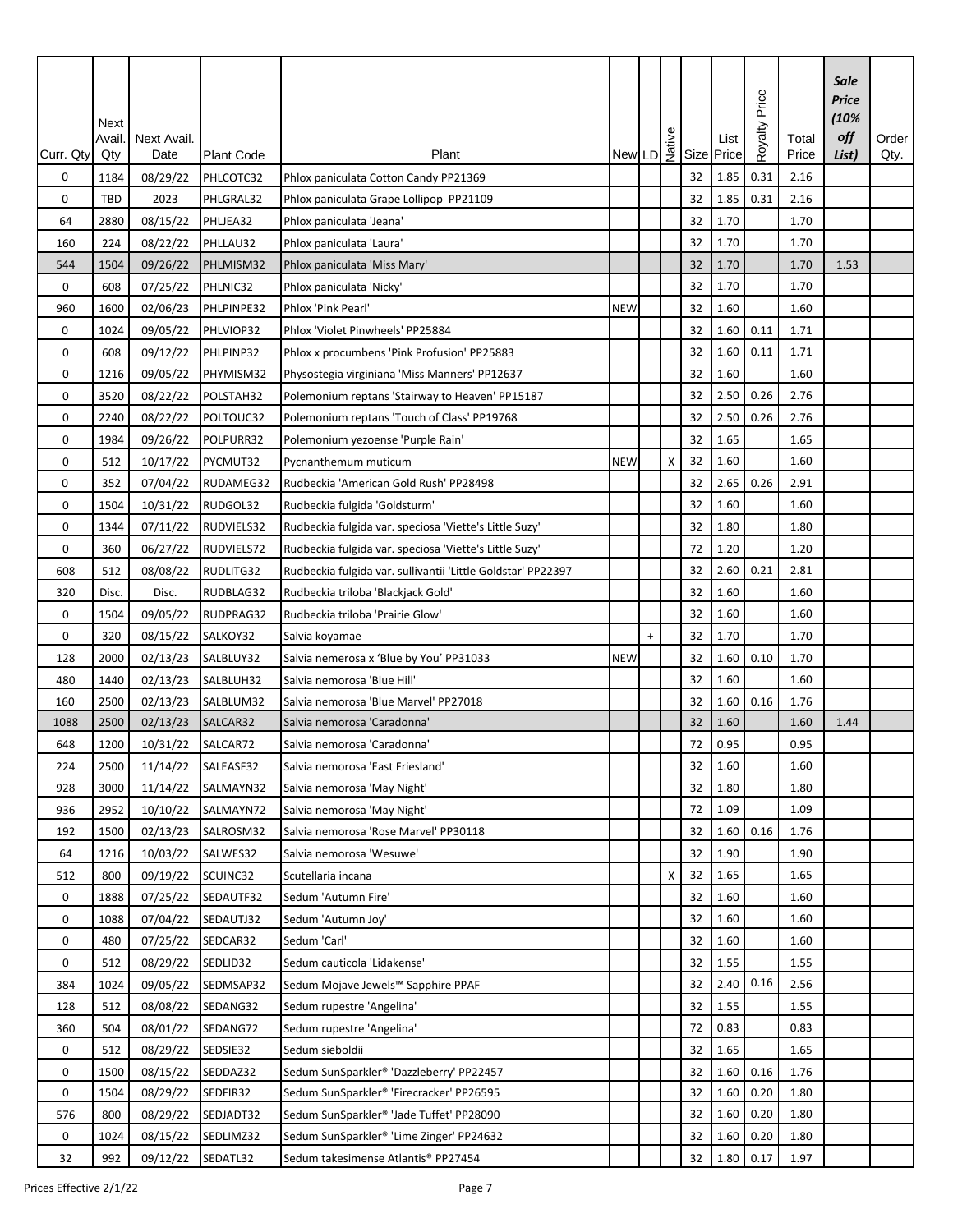| Curr. Qty | Next Avail. Qty | Next Avail. Date | Plant Code | Plant | New | LD | Native | Size | List Price | Royalty Price | Total Price | *Sale Price (10% off List)* | Order Qty. |
|---|---|---|---|---|---|---|---|---|---|---|---|---|---|
| 0 | 1184 | 08/29/22 | PHLCOTC32 | Phlox paniculata Cotton Candy PP21369 | | | | 32 | 1.85 | 0.31 | 2.16 | | |
| 0 | TBD | 2023 | PHLGRAL32 | Phlox paniculata Grape Lollipop PP21109 | | | | 32 | 1.85 | 0.31 | 2.16 | | |
| 64 | 2880 | 08/15/22 | PHLJEA32 | Phlox paniculata 'Jeana' | | | | 32 | 1.70 | | 1.70 | | |
| 160 | 224 | 08/22/22 | PHLLAU32 | Phlox paniculata 'Laura' | | | | 32 | 1.70 | | 1.70 | | |
| 544 | 1504 | 09/26/22 | PHLMISM32 | Phlox paniculata 'Miss Mary' | | | | 32 | 1.70 | | 1.70 | 1.53 | |
| 0 | 608 | 07/25/22 | PHLNIC32 | Phlox paniculata 'Nicky' | | | | 32 | 1.70 | | 1.70 | | |
| 960 | 1600 | 02/06/23 | PHLPINPE32 | Phlox 'Pink Pearl' | NEW | | | 32 | 1.60 | | 1.60 | | |
| 0 | 1024 | 09/05/22 | PHLVIOP32 | Phlox 'Violet Pinwheels' PP25884 | | | | 32 | 1.60 | 0.11 | 1.71 | | |
| 0 | 608 | 09/12/22 | PHLPINP32 | Phlox x procumbens 'Pink Profusion' PP25883 | | | | 32 | 1.60 | 0.11 | 1.71 | | |
| 0 | 1216 | 09/05/22 | PHYMISM32 | Physostegia virginiana 'Miss Manners' PP12637 | | | | 32 | 1.60 | | 1.60 | | |
| 0 | 3520 | 08/22/22 | POLSTAH32 | Polemonium reptans 'Stairway to Heaven' PP15187 | | | | 32 | 2.50 | 0.26 | 2.76 | | |
| 0 | 2240 | 08/22/22 | POLTOUC32 | Polemonium reptans 'Touch of Class' PP19768 | | | | 32 | 2.50 | 0.26 | 2.76 | | |
| 0 | 1984 | 09/26/22 | POLPURR32 | Polemonium yezoense 'Purple Rain' | | | | 32 | 1.65 | | 1.65 | | |
| 0 | 512 | 10/17/22 | PYCMUT32 | Pycnanthemum muticum | NEW | | X | 32 | 1.60 | | 1.60 | | |
| 0 | 352 | 07/04/22 | RUDAMEG32 | Rudbeckia 'American Gold Rush' PP28498 | | | | 32 | 2.65 | 0.26 | 2.91 | | |
| 0 | 1504 | 10/31/22 | RUDGOL32 | Rudbeckia fulgida 'Goldsturm' | | | | 32 | 1.60 | | 1.60 | | |
| 0 | 1344 | 07/11/22 | RUDVIELS32 | Rudbeckia fulgida var. speciosa 'Viette's Little Suzy' | | | | 32 | 1.80 | | 1.80 | | |
| 0 | 360 | 06/27/22 | RUDVIELS72 | Rudbeckia fulgida var. speciosa 'Viette's Little Suzy' | | | | 72 | 1.20 | | 1.20 | | |
| 608 | 512 | 08/08/22 | RUDLITG32 | Rudbeckia fulgida var. sullivantii 'Little Goldstar' PP22397 | | | | 32 | 2.60 | 0.21 | 2.81 | | |
| 320 | Disc. | Disc. | RUDBLAG32 | Rudbeckia triloba 'Blackjack Gold' | | | | 32 | 1.60 | | 1.60 | | |
| 0 | 1504 | 09/05/22 | RUDPRAG32 | Rudbeckia triloba 'Prairie Glow' | | | | 32 | 1.60 | | 1.60 | | |
| 0 | 320 | 08/15/22 | SALKOY32 | Salvia koyamae | | + | | 32 | 1.70 | | 1.70 | | |
| 128 | 2000 | 02/13/23 | SALBLUY32 | Salvia nemerosa x 'Blue by You' PP31033 | NEW | | | 32 | 1.60 | 0.10 | 1.70 | | |
| 480 | 1440 | 02/13/23 | SALBLUH32 | Salvia nemorosa 'Blue Hill' | | | | 32 | 1.60 | | 1.60 | | |
| 160 | 2500 | 02/13/23 | SALBLUM32 | Salvia nemorosa 'Blue Marvel' PP27018 | | | | 32 | 1.60 | 0.16 | 1.76 | | |
| 1088 | 2500 | 02/13/23 | SALCAR32 | Salvia nemorosa 'Caradonna' | | | | 32 | 1.60 | | 1.60 | 1.44 | |
| 648 | 1200 | 10/31/22 | SALCAR72 | Salvia nemorosa 'Caradonna' | | | | 72 | 0.95 | | 0.95 | | |
| 224 | 2500 | 11/14/22 | SALEASF32 | Salvia nemorosa 'East Friesland' | | | | 32 | 1.60 | | 1.60 | | |
| 928 | 3000 | 11/14/22 | SALMAYN32 | Salvia nemorosa 'May Night' | | | | 32 | 1.80 | | 1.80 | | |
| 936 | 2952 | 10/10/22 | SALMAYN72 | Salvia nemorosa 'May Night' | | | | 72 | 1.09 | | 1.09 | | |
| 192 | 1500 | 02/13/23 | SALROSM32 | Salvia nemorosa 'Rose Marvel' PP30118 | | | | 32 | 1.60 | 0.16 | 1.76 | | |
| 64 | 1216 | 10/03/22 | SALWES32 | Salvia nemorosa 'Wesuwe' | | | | 32 | 1.90 | | 1.90 | | |
| 512 | 800 | 09/19/22 | SCUINC32 | Scutellaria incana | | | X | 32 | 1.65 | | 1.65 | | |
| 0 | 1888 | 07/25/22 | SEDAUTF32 | Sedum 'Autumn Fire' | | | | 32 | 1.60 | | 1.60 | | |
| 0 | 1088 | 07/04/22 | SEDAUTJ32 | Sedum 'Autumn Joy' | | | | 32 | 1.60 | | 1.60 | | |
| 0 | 480 | 07/25/22 | SEDCAR32 | Sedum 'Carl' | | | | 32 | 1.60 | | 1.60 | | |
| 0 | 512 | 08/29/22 | SEDLID32 | Sedum cauticola 'Lidakense' | | | | 32 | 1.55 | | 1.55 | | |
| 384 | 1024 | 09/05/22 | SEDMSAP32 | Sedum Mojave Jewels™ Sapphire PPAF | | | | 32 | 2.40 | 0.16 | 2.56 | | |
| 128 | 512 | 08/08/22 | SEDANG32 | Sedum rupestre 'Angelina' | | | | 32 | 1.55 | | 1.55 | | |
| 360 | 504 | 08/01/22 | SEDANG72 | Sedum rupestre 'Angelina' | | | | 72 | 0.83 | | 0.83 | | |
| 0 | 512 | 08/29/22 | SEDSIE32 | Sedum sieboldii | | | | 32 | 1.65 | | 1.65 | | |
| 0 | 1500 | 08/15/22 | SEDDAZ32 | Sedum SunSparkler® 'Dazzleberry' PP22457 | | | | 32 | 1.60 | 0.16 | 1.76 | | |
| 0 | 1504 | 08/29/22 | SEDFIR32 | Sedum SunSparkler® 'Firecracker' PP26595 | | | | 32 | 1.60 | 0.20 | 1.80 | | |
| 576 | 800 | 08/29/22 | SEDJADT32 | Sedum SunSparkler® 'Jade Tuffet' PP28090 | | | | 32 | 1.60 | 0.20 | 1.80 | | |
| 0 | 1024 | 08/15/22 | SEDLIMZ32 | Sedum SunSparkler® 'Lime Zinger' PP24632 | | | | 32 | 1.60 | 0.20 | 1.80 | | |
| 32 | 992 | 09/12/22 | SEDATL32 | Sedum takesimense Atlantis® PP27454 | | | | 32 | 1.80 | 0.17 | 1.97 | | |

Prices Effective 2/1/22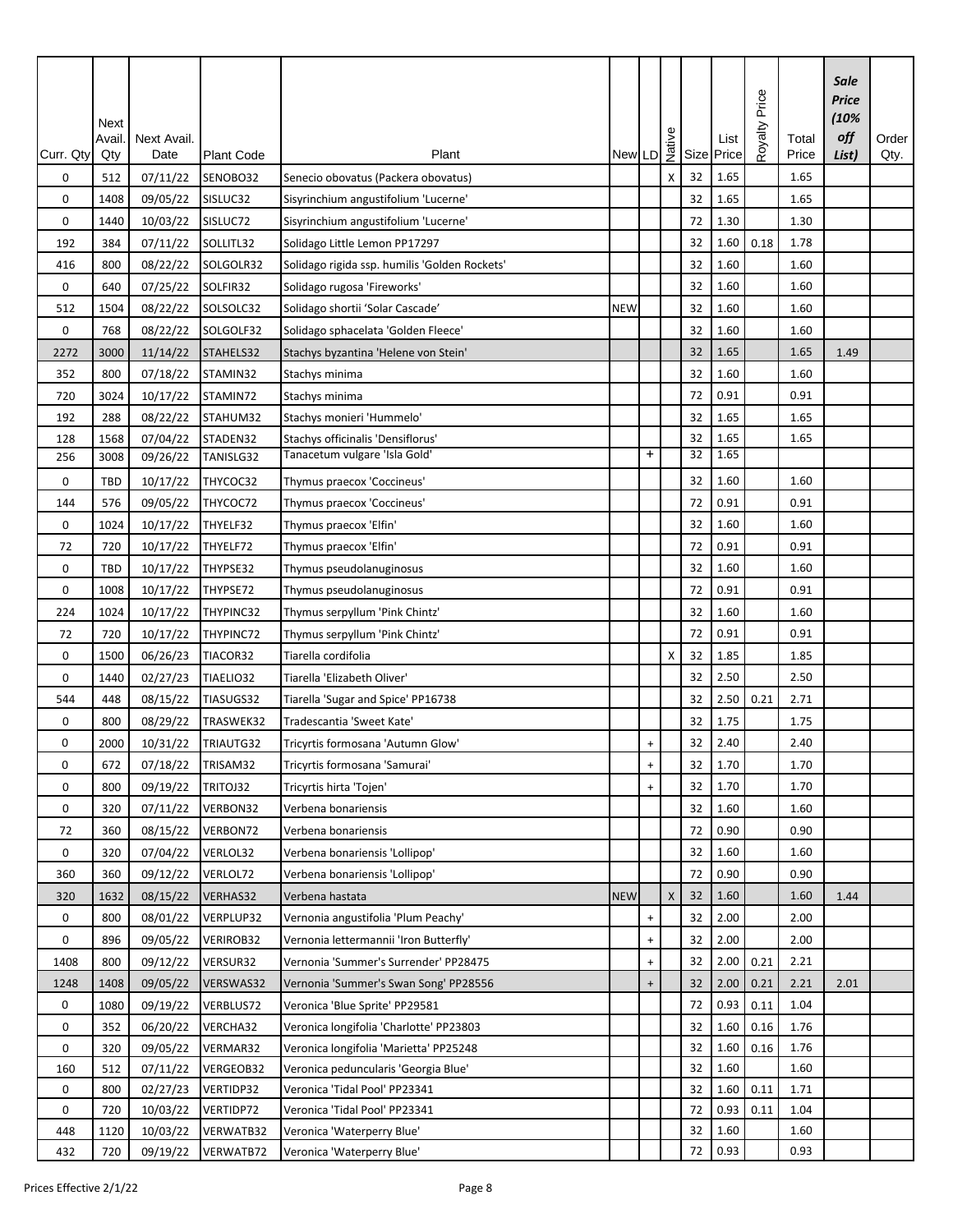| Curr. Qty | Next Avail. Qty | Next Avail. Date | Plant Code | Plant | New | LD | Native | Size | List Price | Royalty Price | Total Price | *Sale Price (10% off List)* | Order Qty. |
|---|---|---|---|---|---|---|---|---|---|---|---|---|---|
| 0 | 512 | 07/11/22 | SENOBO32 | Senecio obovatus (Packera obovatus) | | | X | 32 | 1.65 | | 1.65 | | |
| 0 | 1408 | 09/05/22 | SISLUC32 | Sisyrinchium angustifolium 'Lucerne' | | | | 32 | 1.65 | | 1.65 | | |
| 0 | 1440 | 10/03/22 | SISLUC72 | Sisyrinchium angustifolium 'Lucerne' | | | | 72 | 1.30 | | 1.30 | | |
| 192 | 384 | 07/11/22 | SOLLITL32 | Solidago Little Lemon PP17297 | | | | 32 | 1.60 | 0.18 | 1.78 | | |
| 416 | 800 | 08/22/22 | SOLGOLR32 | Solidago rigida ssp. humilis 'Golden Rockets' | | | | 32 | 1.60 | | 1.60 | | |
| 0 | 640 | 07/25/22 | SOLFIR32 | Solidago rugosa 'Fireworks' | | | | 32 | 1.60 | | 1.60 | | |
| 512 | 1504 | 08/22/22 | SOLSOLC32 | Solidago shortii 'Solar Cascade' | NEW | | | 32 | 1.60 | | 1.60 | | |
| 0 | 768 | 08/22/22 | SOLGOLF32 | Solidago sphacelata 'Golden Fleece' | | | | 32 | 1.60 | | 1.60 | | |
| 2272 | 3000 | 11/14/22 | STAHELS32 | Stachys byzantina 'Helene von Stein' | | | | 32 | 1.65 | | 1.65 | 1.49 | |
| 352 | 800 | 07/18/22 | STAMIN32 | Stachys minima | | | | 32 | 1.60 | | 1.60 | | |
| 720 | 3024 | 10/17/22 | STAMIN72 | Stachys minima | | | | 72 | 0.91 | | 0.91 | | |
| 192 | 288 | 08/22/22 | STAHUM32 | Stachys monieri 'Hummelo' | | | | 32 | 1.65 | | 1.65 | | |
| 128 | 1568 | 07/04/22 | STADEN32 | Stachys officinalis 'Densiflorus' | | | | 32 | 1.65 | | 1.65 | | |
| 256 | 3008 | 09/26/22 | TANISLG32 | Tanacetum vulgare 'Isla Gold' | | + | | 32 | 1.65 | | | | |
| 0 | TBD | 10/17/22 | THYCOC32 | Thymus praecox 'Coccineus' | | | | 32 | 1.60 | | 1.60 | | |
| 144 | 576 | 09/05/22 | THYCOC72 | Thymus praecox 'Coccineus' | | | | 72 | 0.91 | | 0.91 | | |
| 0 | 1024 | 10/17/22 | THYELF32 | Thymus praecox 'Elfin' | | | | 32 | 1.60 | | 1.60 | | |
| 72 | 720 | 10/17/22 | THYELF72 | Thymus praecox 'Elfin' | | | | 72 | 0.91 | | 0.91 | | |
| 0 | TBD | 10/17/22 | THYPSE32 | Thymus pseudolanuginosus | | | | 32 | 1.60 | | 1.60 | | |
| 0 | 1008 | 10/17/22 | THYPSE72 | Thymus pseudolanuginosus | | | | 72 | 0.91 | | 0.91 | | |
| 224 | 1024 | 10/17/22 | THYPINC32 | Thymus serpyllum 'Pink Chintz' | | | | 32 | 1.60 | | 1.60 | | |
| 72 | 720 | 10/17/22 | THYPINC72 | Thymus serpyllum 'Pink Chintz' | | | | 72 | 0.91 | | 0.91 | | |
| 0 | 1500 | 06/26/23 | TIACOR32 | Tiarella cordifolia | | | X | 32 | 1.85 | | 1.85 | | |
| 0 | 1440 | 02/27/23 | TIAELIO32 | Tiarella 'Elizabeth Oliver' | | | | 32 | 2.50 | | 2.50 | | |
| 544 | 448 | 08/15/22 | TIASUGS32 | Tiarella 'Sugar and Spice' PP16738 | | | | 32 | 2.50 | 0.21 | 2.71 | | |
| 0 | 800 | 08/29/22 | TRASWEK32 | Tradescantia 'Sweet Kate' | | | | 32 | 1.75 | | 1.75 | | |
| 0 | 2000 | 10/31/22 | TRIAUTG32 | Tricyrtis formosana 'Autumn Glow' | | + | | 32 | 2.40 | | 2.40 | | |
| 0 | 672 | 07/18/22 | TRISAM32 | Tricyrtis formosana 'Samurai' | | + | | 32 | 1.70 | | 1.70 | | |
| 0 | 800 | 09/19/22 | TRITOJ32 | Tricyrtis hirta 'Tojen' | | + | | 32 | 1.70 | | 1.70 | | |
| 0 | 320 | 07/11/22 | VERBON32 | Verbena bonariensis | | | | 32 | 1.60 | | 1.60 | | |
| 72 | 360 | 08/15/22 | VERBON72 | Verbena bonariensis | | | | 72 | 0.90 | | 0.90 | | |
| 0 | 320 | 07/04/22 | VERLOL32 | Verbena bonariensis 'Lollipop' | | | | 32 | 1.60 | | 1.60 | | |
| 360 | 360 | 09/12/22 | VERLOL72 | Verbena bonariensis 'Lollipop' | | | | 72 | 0.90 | | 0.90 | | |
| 320 | 1632 | 08/15/22 | VERHAS32 | Verbena hastata | NEW | | X | 32 | 1.60 | | 1.60 | 1.44 | |
| 0 | 800 | 08/01/22 | VERPLUP32 | Vernonia angustifolia 'Plum Peachy' | | + | | 32 | 2.00 | | 2.00 | | |
| 0 | 896 | 09/05/22 | VERIROB32 | Vernonia lettermannii 'Iron Butterfly' | | + | | 32 | 2.00 | | 2.00 | | |
| 1408 | 800 | 09/12/22 | VERSUR32 | Vernonia 'Summer's Surrender' PP28475 | | + | | 32 | 2.00 | 0.21 | 2.21 | | |
| 1248 | 1408 | 09/05/22 | VERSWAS32 | Vernonia 'Summer's Swan Song' PP28556 | | + | | 32 | 2.00 | 0.21 | 2.21 | 2.01 | |
| 0 | 1080 | 09/19/22 | VERBLUS72 | Veronica 'Blue Sprite' PP29581 | | | | 72 | 0.93 | 0.11 | 1.04 | | |
| 0 | 352 | 06/20/22 | VERCHA32 | Veronica longifolia 'Charlotte' PP23803 | | | | 32 | 1.60 | 0.16 | 1.76 | | |
| 0 | 320 | 09/05/22 | VERMAR32 | Veronica longifolia 'Marietta' PP25248 | | | | 32 | 1.60 | 0.16 | 1.76 | | |
| 160 | 512 | 07/11/22 | VERGEOB32 | Veronica peduncularis 'Georgia Blue' | | | | 32 | 1.60 | | 1.60 | | |
| 0 | 800 | 02/27/23 | VERTIDP32 | Veronica 'Tidal Pool' PP23341 | | | | 32 | 1.60 | 0.11 | 1.71 | | |
| 0 | 720 | 10/03/22 | VERTIDP72 | Veronica 'Tidal Pool' PP23341 | | | | 72 | 0.93 | 0.11 | 1.04 | | |
| 448 | 1120 | 10/03/22 | VERWATB32 | Veronica 'Waterperry Blue' | | | | 32 | 1.60 | | 1.60 | | |
| 432 | 720 | 09/19/22 | VERWATB72 | Veronica 'Waterperry Blue' | | | | 72 | 0.93 | | 0.93 | | |

Prices Effective 2/1/22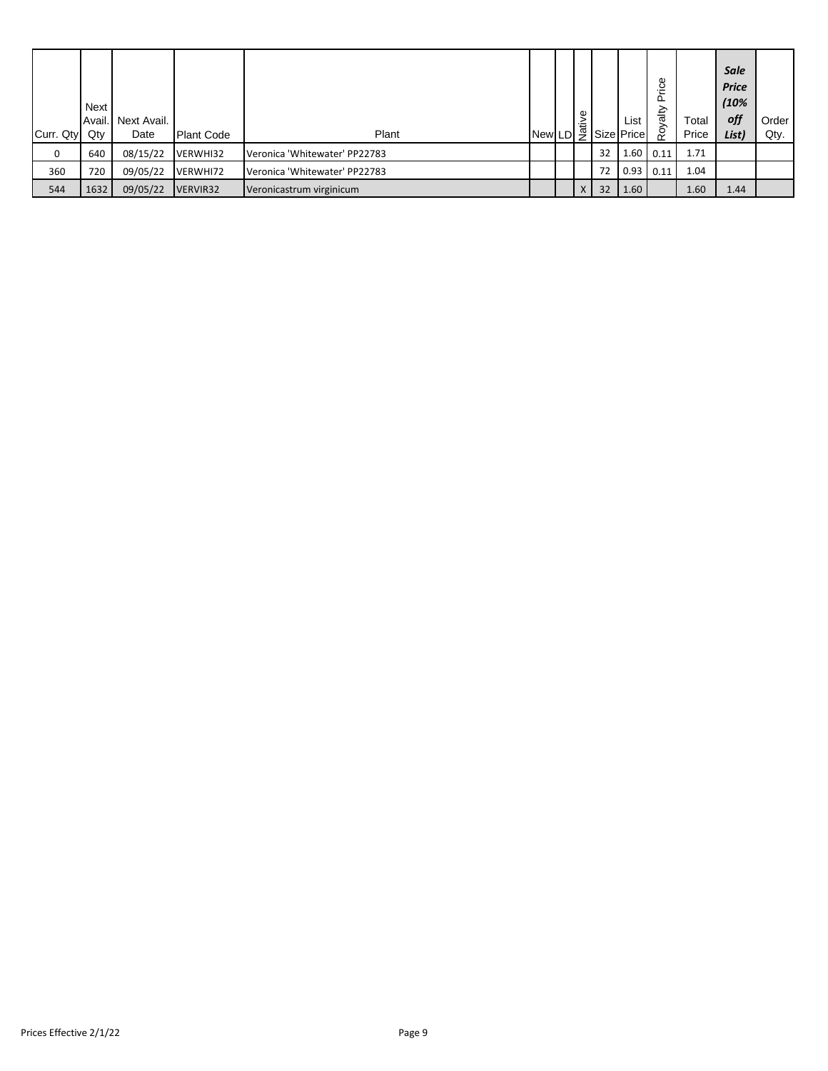| Curr. Qty | Next Avail. Qty | Next Avail. Date | Plant Code | Plant | New | LD | Native | Size | List Price | Royalty Price | Total Price | ***Sale Price (10% off List)*** | Order Qty. |
|---|---|---|---|---|---|---|---|---|---|---|---|---|---|
| 0 | 640 | 08/15/22 | VERWHI32 | Veronica 'Whitewater' PP22783 | | | | 32 | 1.60 | 0.11 | 1.71 | | |
| 360 | 720 | 09/05/22 | VERWHI72 | Veronica 'Whitewater' PP22783 | | | | 72 | 0.93 | 0.11 | 1.04 | | |
| 544 | 1632 | 09/05/22 | VERVIR32 | Veronicastrum virginicum | | | X | 32 | 1.60 | | 1.60 | 1.44 | |

Prices Effective 2/1/22